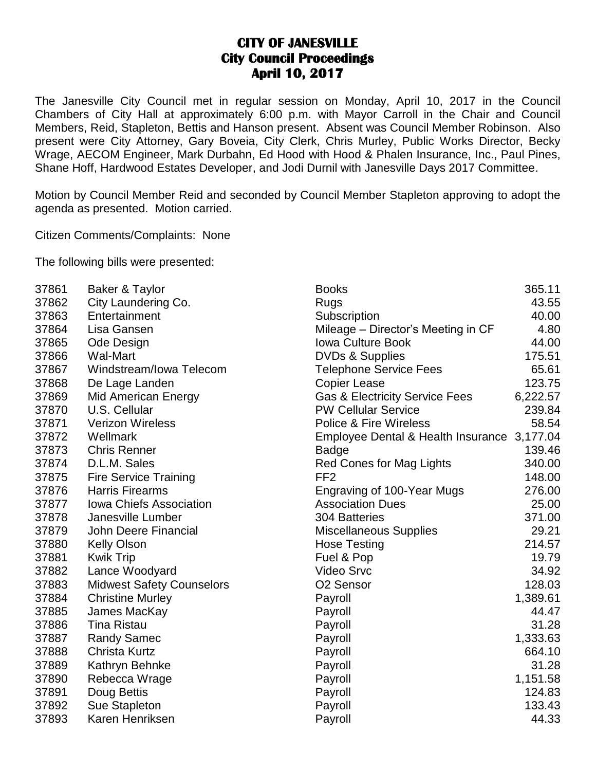# CITY OF JANESVILLE
## City Council Proceedings
## April 10, 2017

The Janesville City Council met in regular session on Monday, April 10, 2017 in the Council Chambers of City Hall at approximately 6:00 p.m. with Mayor Carroll in the Chair and Council Members, Reid, Stapleton, Bettis and Hanson present. Absent was Council Member Robinson. Also present were City Attorney, Gary Boveia, City Clerk, Chris Murley, Public Works Director, Becky Wrage, AECOM Engineer, Mark Durbahn, Ed Hood with Hood & Phalen Insurance, Inc., Paul Pines, Shane Hoff, Hardwood Estates Developer, and Jodi Durnil with Janesville Days 2017 Committee.

Motion by Council Member Reid and seconded by Council Member Stapleton approving to adopt the agenda as presented. Motion carried.

Citizen Comments/Complaints: None

The following bills were presented:

| | | | |
|---|---|---|---|
| 37861 | Baker & Taylor | Books | 365.11 |
| 37862 | City Laundering Co. | Rugs | 43.55 |
| 37863 | Entertainment | Subscription | 40.00 |
| 37864 | Lisa Gansen | Mileage – Director's Meeting in CF | 4.80 |
| 37865 | Ode Design | Iowa Culture Book | 44.00 |
| 37866 | Wal-Mart | DVDs & Supplies | 175.51 |
| 37867 | Windstream/Iowa Telecom | Telephone Service Fees | 65.61 |
| 37868 | De Lage Landen | Copier Lease | 123.75 |
| 37869 | Mid American Energy | Gas & Electricity Service Fees | 6,222.57 |
| 37870 | U.S. Cellular | PW Cellular Service | 239.84 |
| 37871 | Verizon Wireless | Police & Fire Wireless | 58.54 |
| 37872 | Wellmark | Employee Dental & Health Insurance | 3,177.04 |
| 37873 | Chris Renner | Badge | 139.46 |
| 37874 | D.L.M. Sales | Red Cones for Mag Lights | 340.00 |
| 37875 | Fire Service Training | FF2 | 148.00 |
| 37876 | Harris Firearms | Engraving of 100-Year Mugs | 276.00 |
| 37877 | Iowa Chiefs Association | Association Dues | 25.00 |
| 37878 | Janesville Lumber | 304 Batteries | 371.00 |
| 37879 | John Deere Financial | Miscellaneous Supplies | 29.21 |
| 37880 | Kelly Olson | Hose Testing | 214.57 |
| 37881 | Kwik Trip | Fuel & Pop | 19.79 |
| 37882 | Lance Woodyard | Video Srvc | 34.92 |
| 37883 | Midwest Safety Counselors | O2 Sensor | 128.03 |
| 37884 | Christine Murley | Payroll | 1,389.61 |
| 37885 | James MacKay | Payroll | 44.47 |
| 37886 | Tina Ristau | Payroll | 31.28 |
| 37887 | Randy Samec | Payroll | 1,333.63 |
| 37888 | Christa Kurtz | Payroll | 664.10 |
| 37889 | Kathryn Behnke | Payroll | 31.28 |
| 37890 | Rebecca Wrage | Payroll | 1,151.58 |
| 37891 | Doug Bettis | Payroll | 124.83 |
| 37892 | Sue Stapleton | Payroll | 133.43 |
| 37893 | Karen Henriksen | Payroll | 44.33 |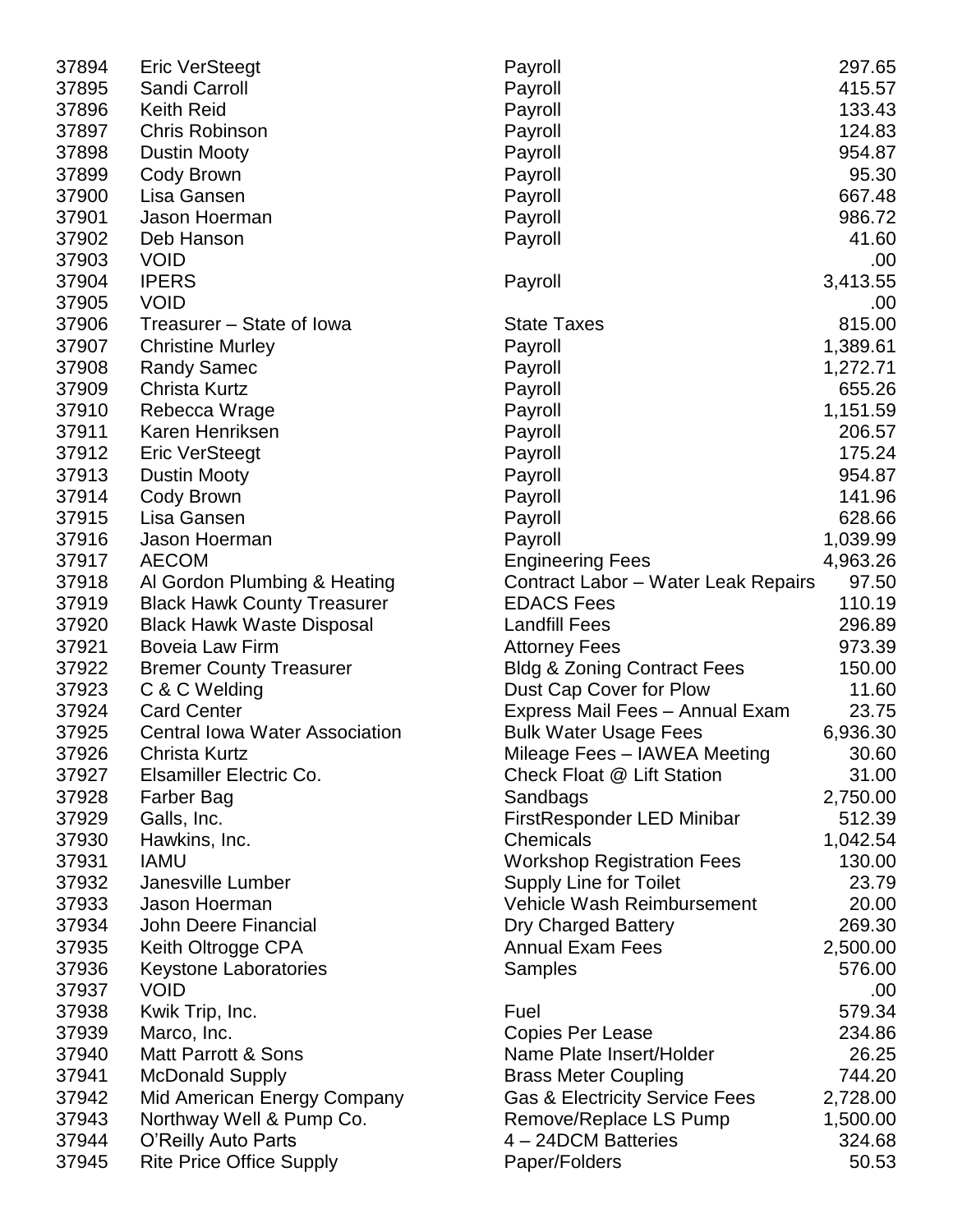| | | | |
|---|---|---|---|
| 37894 | Eric VerSteegt | Payroll | 297.65 |
| 37895 | Sandi Carroll | Payroll | 415.57 |
| 37896 | Keith Reid | Payroll | 133.43 |
| 37897 | Chris Robinson | Payroll | 124.83 |
| 37898 | Dustin Mooty | Payroll | 954.87 |
| 37899 | Cody Brown | Payroll | 95.30 |
| 37900 | Lisa Gansen | Payroll | 667.48 |
| 37901 | Jason Hoerman | Payroll | 986.72 |
| 37902 | Deb Hanson | Payroll | 41.60 |
| 37903 | VOID | | .00 |
| 37904 | IPERS | Payroll | 3,413.55 |
| 37905 | VOID | | .00 |
| 37906 | Treasurer – State of Iowa | State Taxes | 815.00 |
| 37907 | Christine Murley | Payroll | 1,389.61 |
| 37908 | Randy Samec | Payroll | 1,272.71 |
| 37909 | Christa Kurtz | Payroll | 655.26 |
| 37910 | Rebecca Wrage | Payroll | 1,151.59 |
| 37911 | Karen Henriksen | Payroll | 206.57 |
| 37912 | Eric VerSteegt | Payroll | 175.24 |
| 37913 | Dustin Mooty | Payroll | 954.87 |
| 37914 | Cody Brown | Payroll | 141.96 |
| 37915 | Lisa Gansen | Payroll | 628.66 |
| 37916 | Jason Hoerman | Payroll | 1,039.99 |
| 37917 | AECOM | Engineering Fees | 4,963.26 |
| 37918 | Al Gordon Plumbing & Heating | Contract Labor – Water Leak Repairs | 97.50 |
| 37919 | Black Hawk County Treasurer | EDACS Fees | 110.19 |
| 37920 | Black Hawk Waste Disposal | Landfill Fees | 296.89 |
| 37921 | Boveia Law Firm | Attorney Fees | 973.39 |
| 37922 | Bremer County Treasurer | Bldg & Zoning Contract Fees | 150.00 |
| 37923 | C & C Welding | Dust Cap Cover for Plow | 11.60 |
| 37924 | Card Center | Express Mail Fees – Annual Exam | 23.75 |
| 37925 | Central Iowa Water Association | Bulk Water Usage Fees | 6,936.30 |
| 37926 | Christa Kurtz | Mileage Fees – IAWEA Meeting | 30.60 |
| 37927 | Elsamiller Electric Co. | Check Float @ Lift Station | 31.00 |
| 37928 | Farber Bag | Sandbags | 2,750.00 |
| 37929 | Galls, Inc. | FirstResponder LED Minibar | 512.39 |
| 37930 | Hawkins, Inc. | Chemicals | 1,042.54 |
| 37931 | IAMU | Workshop Registration Fees | 130.00 |
| 37932 | Janesville Lumber | Supply Line for Toilet | 23.79 |
| 37933 | Jason Hoerman | Vehicle Wash Reimbursement | 20.00 |
| 37934 | John Deere Financial | Dry Charged Battery | 269.30 |
| 37935 | Keith Oltrogge CPA | Annual Exam Fees | 2,500.00 |
| 37936 | Keystone Laboratories | Samples | 576.00 |
| 37937 | VOID | | .00 |
| 37938 | Kwik Trip, Inc. | Fuel | 579.34 |
| 37939 | Marco, Inc. | Copies Per Lease | 234.86 |
| 37940 | Matt Parrott & Sons | Name Plate Insert/Holder | 26.25 |
| 37941 | McDonald Supply | Brass Meter Coupling | 744.20 |
| 37942 | Mid American Energy Company | Gas & Electricity Service Fees | 2,728.00 |
| 37943 | Northway Well & Pump Co. | Remove/Replace LS Pump | 1,500.00 |
| 37944 | O'Reilly Auto Parts | 4 – 24DCM Batteries | 324.68 |
| 37945 | Rite Price Office Supply | Paper/Folders | 50.53 |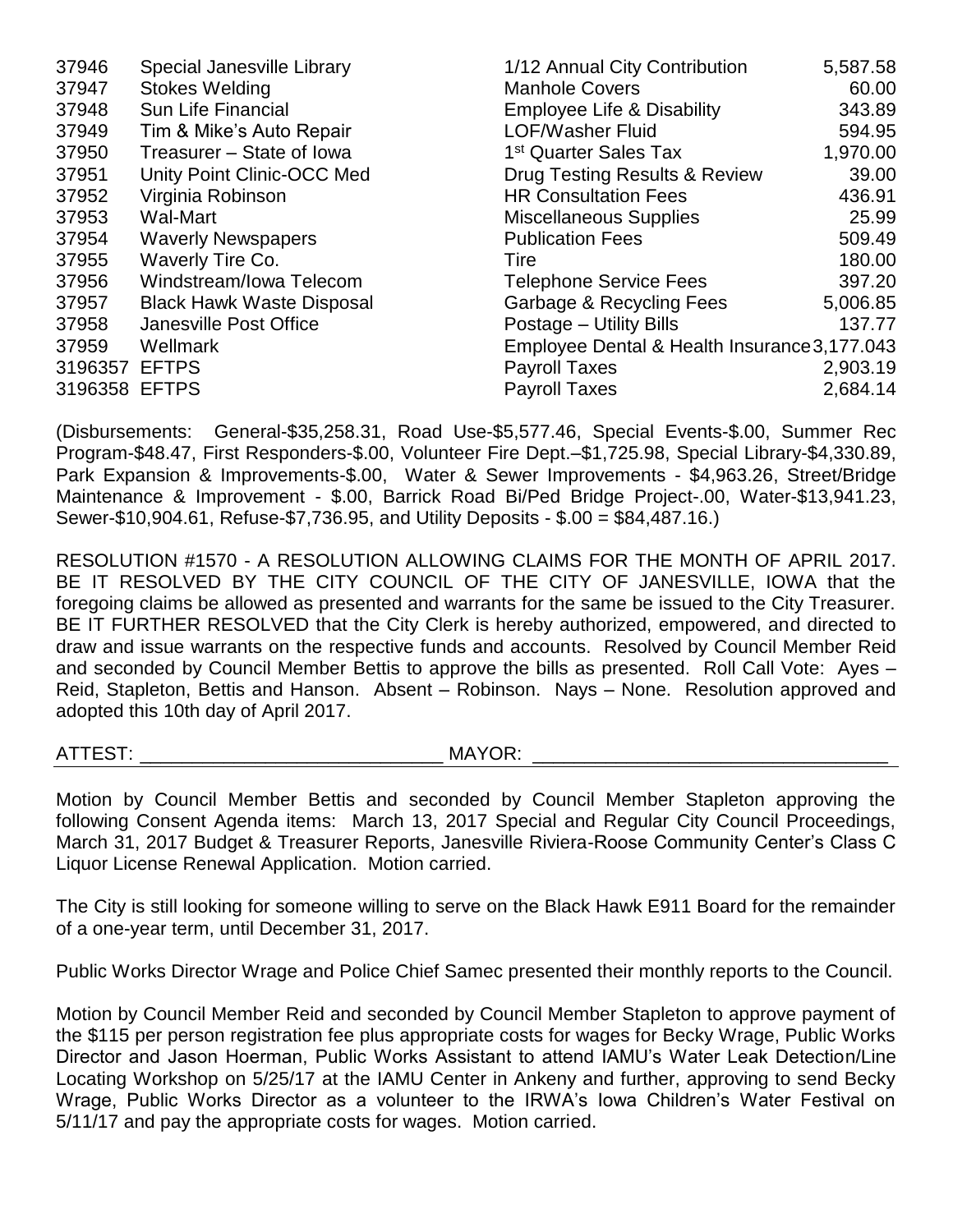| | | | |
|---|---|---|---|
| 37946 | Special Janesville Library | 1/12 Annual City Contribution | 5,587.58 |
| 37947 | Stokes Welding | Manhole Covers | 60.00 |
| 37948 | Sun Life Financial | Employee Life & Disability | 343.89 |
| 37949 | Tim & Mike's Auto Repair | LOF/Washer Fluid | 594.95 |
| 37950 | Treasurer – State of Iowa | 1st Quarter Sales Tax | 1,970.00 |
| 37951 | Unity Point Clinic-OCC Med | Drug Testing Results & Review | 39.00 |
| 37952 | Virginia Robinson | HR Consultation Fees | 436.91 |
| 37953 | Wal-Mart | Miscellaneous Supplies | 25.99 |
| 37954 | Waverly Newspapers | Publication Fees | 509.49 |
| 37955 | Waverly Tire Co. | Tire | 180.00 |
| 37956 | Windstream/Iowa Telecom | Telephone Service Fees | 397.20 |
| 37957 | Black Hawk Waste Disposal | Garbage & Recycling Fees | 5,006.85 |
| 37958 | Janesville Post Office | Postage – Utility Bills | 137.77 |
| 37959 | Wellmark | Employee Dental & Health Insurance | 3,177.043 |
| 3196357 | EFTPS | Payroll Taxes | 2,903.19 |
| 3196358 | EFTPS | Payroll Taxes | 2,684.14 |

(Disbursements: General-$35,258.31, Road Use-$5,577.46, Special Events-$.00, Summer Rec Program-$48.47, First Responders-$.00, Volunteer Fire Dept.–$1,725.98, Special Library-$4,330.89, Park Expansion & Improvements-$.00, Water & Sewer Improvements - $4,963.26, Street/Bridge Maintenance & Improvement - $.00, Barrick Road Bi/Ped Bridge Project-.00, Water-$13,941.23, Sewer-$10,904.61, Refuse-$7,736.95, and Utility Deposits - $.00 = $84,487.16.)

RESOLUTION #1570 - A RESOLUTION ALLOWING CLAIMS FOR THE MONTH OF APRIL 2017. BE IT RESOLVED BY THE CITY COUNCIL OF THE CITY OF JANESVILLE, IOWA that the foregoing claims be allowed as presented and warrants for the same be issued to the City Treasurer. BE IT FURTHER RESOLVED that the City Clerk is hereby authorized, empowered, and directed to draw and issue warrants on the respective funds and accounts. Resolved by Council Member Reid and seconded by Council Member Bettis to approve the bills as presented. Roll Call Vote: Ayes – Reid, Stapleton, Bettis and Hanson. Absent – Robinson. Nays – None. Resolution approved and adopted this 10th day of April 2017.

ATTEST: _____________________________ MAYOR: __________________________________

Motion by Council Member Bettis and seconded by Council Member Stapleton approving the following Consent Agenda items: March 13, 2017 Special and Regular City Council Proceedings, March 31, 2017 Budget & Treasurer Reports, Janesville Riviera-Roose Community Center's Class C Liquor License Renewal Application. Motion carried.

The City is still looking for someone willing to serve on the Black Hawk E911 Board for the remainder of a one-year term, until December 31, 2017.

Public Works Director Wrage and Police Chief Samec presented their monthly reports to the Council.

Motion by Council Member Reid and seconded by Council Member Stapleton to approve payment of the $115 per person registration fee plus appropriate costs for wages for Becky Wrage, Public Works Director and Jason Hoerman, Public Works Assistant to attend IAMU's Water Leak Detection/Line Locating Workshop on 5/25/17 at the IAMU Center in Ankeny and further, approving to send Becky Wrage, Public Works Director as a volunteer to the IRWA's Iowa Children's Water Festival on 5/11/17 and pay the appropriate costs for wages. Motion carried.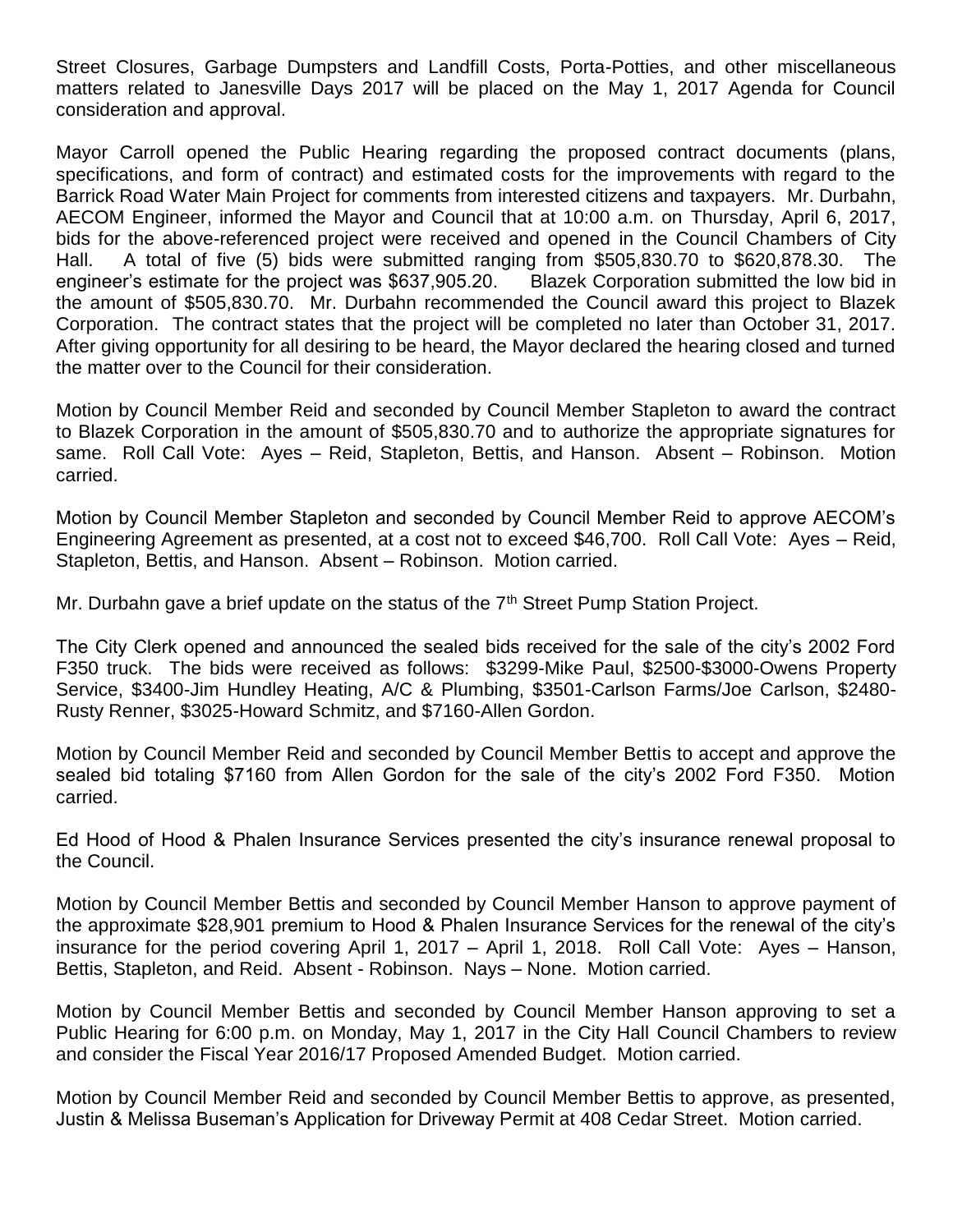Street Closures, Garbage Dumpsters and Landfill Costs, Porta-Potties, and other miscellaneous matters related to Janesville Days 2017 will be placed on the May 1, 2017 Agenda for Council consideration and approval.

Mayor Carroll opened the Public Hearing regarding the proposed contract documents (plans, specifications, and form of contract) and estimated costs for the improvements with regard to the Barrick Road Water Main Project for comments from interested citizens and taxpayers. Mr. Durbahn, AECOM Engineer, informed the Mayor and Council that at 10:00 a.m. on Thursday, April 6, 2017, bids for the above-referenced project were received and opened in the Council Chambers of City Hall. A total of five (5) bids were submitted ranging from $505,830.70 to $620,878.30. The engineer's estimate for the project was $637,905.20. Blazek Corporation submitted the low bid in the amount of $505,830.70. Mr. Durbahn recommended the Council award this project to Blazek Corporation. The contract states that the project will be completed no later than October 31, 2017. After giving opportunity for all desiring to be heard, the Mayor declared the hearing closed and turned the matter over to the Council for their consideration.

Motion by Council Member Reid and seconded by Council Member Stapleton to award the contract to Blazek Corporation in the amount of $505,830.70 and to authorize the appropriate signatures for same. Roll Call Vote: Ayes – Reid, Stapleton, Bettis, and Hanson. Absent – Robinson. Motion carried.

Motion by Council Member Stapleton and seconded by Council Member Reid to approve AECOM's Engineering Agreement as presented, at a cost not to exceed $46,700. Roll Call Vote: Ayes – Reid, Stapleton, Bettis, and Hanson. Absent – Robinson. Motion carried.

Mr. Durbahn gave a brief update on the status of the 7th Street Pump Station Project.

The City Clerk opened and announced the sealed bids received for the sale of the city's 2002 Ford F350 truck. The bids were received as follows: $3299-Mike Paul, $2500-$3000-Owens Property Service, $3400-Jim Hundley Heating, A/C & Plumbing, $3501-Carlson Farms/Joe Carlson, $2480-Rusty Renner, $3025-Howard Schmitz, and $7160-Allen Gordon.

Motion by Council Member Reid and seconded by Council Member Bettis to accept and approve the sealed bid totaling $7160 from Allen Gordon for the sale of the city's 2002 Ford F350. Motion carried.

Ed Hood of Hood & Phalen Insurance Services presented the city's insurance renewal proposal to the Council.

Motion by Council Member Bettis and seconded by Council Member Hanson to approve payment of the approximate $28,901 premium to Hood & Phalen Insurance Services for the renewal of the city's insurance for the period covering April 1, 2017 – April 1, 2018. Roll Call Vote: Ayes – Hanson, Bettis, Stapleton, and Reid. Absent - Robinson. Nays – None. Motion carried.

Motion by Council Member Bettis and seconded by Council Member Hanson approving to set a Public Hearing for 6:00 p.m. on Monday, May 1, 2017 in the City Hall Council Chambers to review and consider the Fiscal Year 2016/17 Proposed Amended Budget. Motion carried.

Motion by Council Member Reid and seconded by Council Member Bettis to approve, as presented, Justin & Melissa Buseman's Application for Driveway Permit at 408 Cedar Street. Motion carried.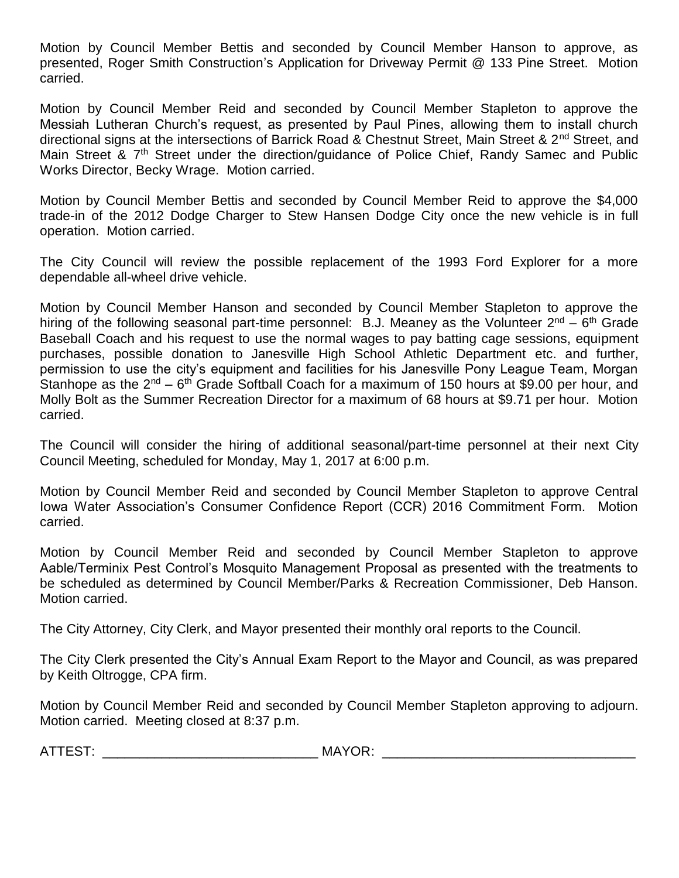Motion by Council Member Bettis and seconded by Council Member Hanson to approve, as presented, Roger Smith Construction's Application for Driveway Permit @ 133 Pine Street. Motion carried.

Motion by Council Member Reid and seconded by Council Member Stapleton to approve the Messiah Lutheran Church's request, as presented by Paul Pines, allowing them to install church directional signs at the intersections of Barrick Road & Chestnut Street, Main Street & 2nd Street, and Main Street & 7th Street under the direction/guidance of Police Chief, Randy Samec and Public Works Director, Becky Wrage. Motion carried.

Motion by Council Member Bettis and seconded by Council Member Reid to approve the $4,000 trade-in of the 2012 Dodge Charger to Stew Hansen Dodge City once the new vehicle is in full operation. Motion carried.

The City Council will review the possible replacement of the 1993 Ford Explorer for a more dependable all-wheel drive vehicle.

Motion by Council Member Hanson and seconded by Council Member Stapleton to approve the hiring of the following seasonal part-time personnel: B.J. Meaney as the Volunteer 2nd – 6th Grade Baseball Coach and his request to use the normal wages to pay batting cage sessions, equipment purchases, possible donation to Janesville High School Athletic Department etc. and further, permission to use the city's equipment and facilities for his Janesville Pony League Team, Morgan Stanhope as the 2nd – 6th Grade Softball Coach for a maximum of 150 hours at $9.00 per hour, and Molly Bolt as the Summer Recreation Director for a maximum of 68 hours at $9.71 per hour. Motion carried.

The Council will consider the hiring of additional seasonal/part-time personnel at their next City Council Meeting, scheduled for Monday, May 1, 2017 at 6:00 p.m.

Motion by Council Member Reid and seconded by Council Member Stapleton to approve Central Iowa Water Association's Consumer Confidence Report (CCR) 2016 Commitment Form. Motion carried.

Motion by Council Member Reid and seconded by Council Member Stapleton to approve Aable/Terminix Pest Control's Mosquito Management Proposal as presented with the treatments to be scheduled as determined by Council Member/Parks & Recreation Commissioner, Deb Hanson. Motion carried.

The City Attorney, City Clerk, and Mayor presented their monthly oral reports to the Council.

The City Clerk presented the City's Annual Exam Report to the Mayor and Council, as was prepared by Keith Oltrogge, CPA firm.

Motion by Council Member Reid and seconded by Council Member Stapleton approving to adjourn. Motion carried. Meeting closed at 8:37 p.m.

ATTEST: _____________________________ MAYOR: __________________________________